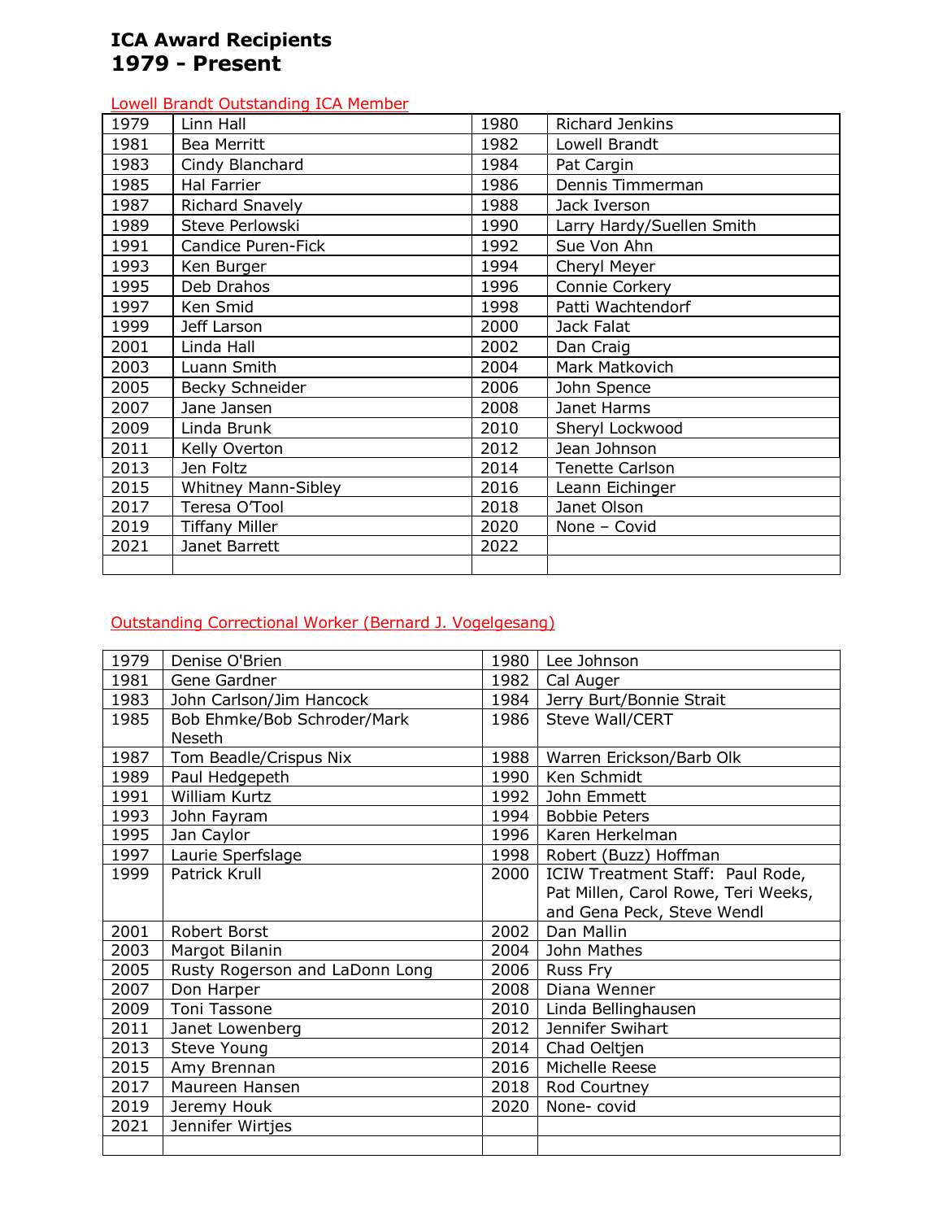# ICA Award Recipients
# 1979 - Present

## Lowell Brandt Outstanding ICA Member

| 1979 | Linn Hall | 1980 | Richard Jenkins |
|---|---|---|---|
| 1981 | Bea Merritt | 1982 | Lowell Brandt |
| 1983 | Cindy Blanchard | 1984 | Pat Cargin |
| 1985 | Hal Farrier | 1986 | Dennis Timmerman |
| 1987 | Richard Snavely | 1988 | Jack Iverson |
| 1989 | Steve Perlowski | 1990 | Larry Hardy/Suellen Smith |
| 1991 | Candice Puren-Fick | 1992 | Sue Von Ahn |
| 1993 | Ken Burger | 1994 | Cheryl Meyer |
| 1995 | Deb Drahos | 1996 | Connie Corkery |
| 1997 | Ken Smid | 1998 | Patti Wachtendorf |
| 1999 | Jeff Larson | 2000 | Jack Falat |
| 2001 | Linda Hall | 2002 | Dan Craig |
| 2003 | Luann Smith | 2004 | Mark Matkovich |
| 2005 | Becky Schneider | 2006 | John Spence |
| 2007 | Jane Jansen | 2008 | Janet Harms |
| 2009 | Linda Brunk | 2010 | Sheryl Lockwood |
| 2011 | Kelly Overton | 2012 | Jean Johnson |
| 2013 | Jen Foltz | 2014 | Tenette Carlson |
| 2015 | Whitney Mann-Sibley | 2016 | Leann Eichinger |
| 2017 | Teresa O'Tool | 2018 | Janet Olson |
| 2019 | Tiffany Miller | 2020 | None – Covid |
| 2021 | Janet Barrett | 2022 | |
| | | | |

## Outstanding Correctional Worker (Bernard J. Vogelgesang)

| 1979 | Denise O'Brien | 1980 | Lee Johnson |
|---|---|---|---|
| 1981 | Gene Gardner | 1982 | Cal Auger |
| 1983 | John Carlson/Jim Hancock | 1984 | Jerry Burt/Bonnie Strait |
| 1985 | Bob Ehmke/Bob Schroder/Mark Neseth | 1986 | Steve Wall/CERT |
| 1987 | Tom Beadle/Crispus Nix | 1988 | Warren Erickson/Barb Olk |
| 1989 | Paul Hedgepeth | 1990 | Ken Schmidt |
| 1991 | William Kurtz | 1992 | John Emmett |
| 1993 | John Fayram | 1994 | Bobbie Peters |
| 1995 | Jan Caylor | 1996 | Karen Herkelman |
| 1997 | Laurie Sperfslage | 1998 | Robert (Buzz) Hoffman |
| 1999 | Patrick Krull | 2000 | ICIW Treatment Staff: Paul Rode, Pat Millen, Carol Rowe, Teri Weeks, and Gena Peck, Steve Wendl |
| 2001 | Robert Borst | 2002 | Dan Mallin |
| 2003 | Margot Bilanin | 2004 | John Mathes |
| 2005 | Rusty Rogerson and LaDonn Long | 2006 | Russ Fry |
| 2007 | Don Harper | 2008 | Diana Wenner |
| 2009 | Toni Tassone | 2010 | Linda Bellinghausen |
| 2011 | Janet Lowenberg | 2012 | Jennifer Swihart |
| 2013 | Steve Young | 2014 | Chad Oeltjen |
| 2015 | Amy Brennan | 2016 | Michelle Reese |
| 2017 | Maureen Hansen | 2018 | Rod Courtney |
| 2019 | Jeremy Houk | 2020 | None- covid |
| 2021 | Jennifer Wirtjes | | |
| | | | |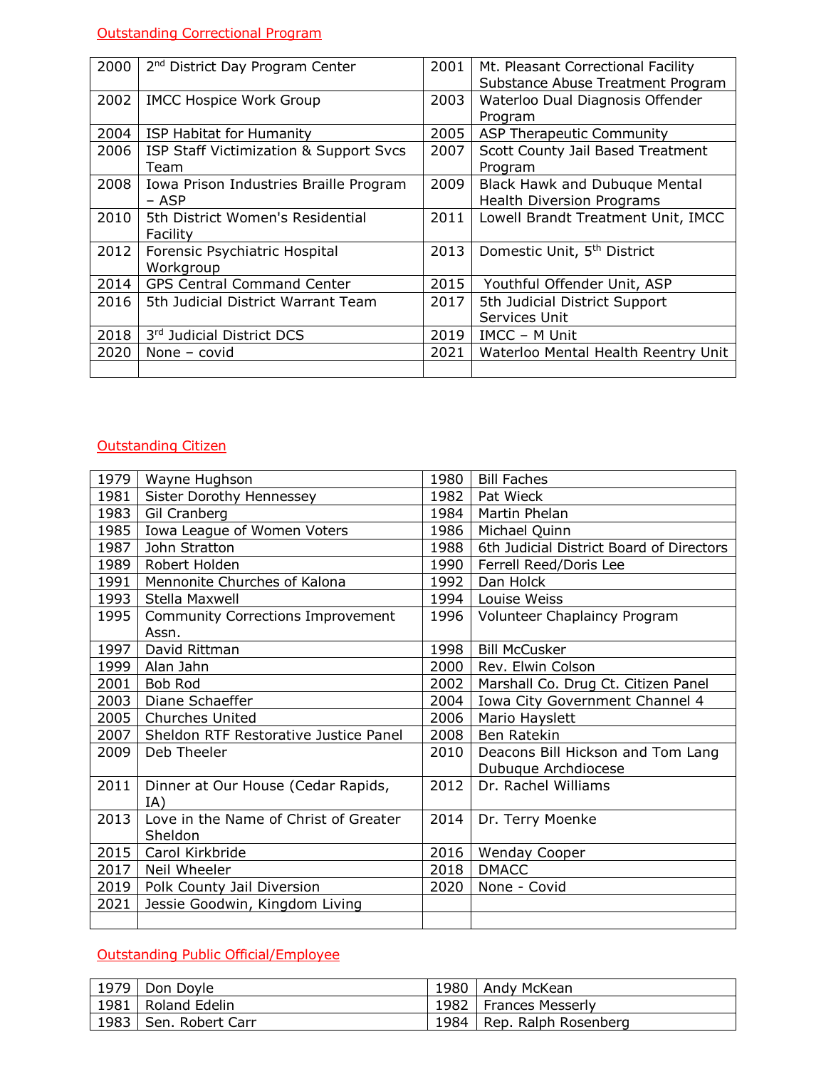## Outstanding Correctional Program

| | | | |
|---|---|---|---|
| 2000 | 2nd District Day Program Center | 2001 | Mt. Pleasant Correctional Facility Substance Abuse Treatment Program |
| 2002 | IMCC Hospice Work Group | 2003 | Waterloo Dual Diagnosis Offender Program |
| 2004 | ISP Habitat for Humanity | 2005 | ASP Therapeutic Community |
| 2006 | ISP Staff Victimization & Support Svcs Team | 2007 | Scott County Jail Based Treatment Program |
| 2008 | Iowa Prison Industries Braille Program – ASP | 2009 | Black Hawk and Dubuque Mental Health Diversion Programs |
| 2010 | 5th District Women's Residential Facility | 2011 | Lowell Brandt Treatment Unit, IMCC |
| 2012 | Forensic Psychiatric Hospital Workgroup | 2013 | Domestic Unit, 5th District |
| 2014 | GPS Central Command Center | 2015 | Youthful Offender Unit, ASP |
| 2016 | 5th Judicial District Warrant Team | 2017 | 5th Judicial District Support Services Unit |
| 2018 | 3rd Judicial District DCS | 2019 | IMCC – M Unit |
| 2020 | None – covid | 2021 | Waterloo Mental Health Reentry Unit |
| | | | |

## Outstanding Citizen

| | | | |
|---|---|---|---|
| 1979 | Wayne Hughson | 1980 | Bill Faches |
| 1981 | Sister Dorothy Hennessey | 1982 | Pat Wieck |
| 1983 | Gil Cranberg | 1984 | Martin Phelan |
| 1985 | Iowa League of Women Voters | 1986 | Michael Quinn |
| 1987 | John Stratton | 1988 | 6th Judicial District Board of Directors |
| 1989 | Robert Holden | 1990 | Ferrell Reed/Doris Lee |
| 1991 | Mennonite Churches of Kalona | 1992 | Dan Holck |
| 1993 | Stella Maxwell | 1994 | Louise Weiss |
| 1995 | Community Corrections Improvement Assn. | 1996 | Volunteer Chaplaincy Program |
| 1997 | David Rittman | 1998 | Bill McCusker |
| 1999 | Alan Jahn | 2000 | Rev. Elwin Colson |
| 2001 | Bob Rod | 2002 | Marshall Co. Drug Ct. Citizen Panel |
| 2003 | Diane Schaeffer | 2004 | Iowa City Government Channel 4 |
| 2005 | Churches United | 2006 | Mario Hayslett |
| 2007 | Sheldon RTF Restorative Justice Panel | 2008 | Ben Ratekin |
| 2009 | Deb Theeler | 2010 | Deacons Bill Hickson and Tom Lang Dubuque Archdiocese |
| 2011 | Dinner at Our House (Cedar Rapids, IA) | 2012 | Dr. Rachel Williams |
| 2013 | Love in the Name of Christ of Greater Sheldon | 2014 | Dr. Terry Moenke |
| 2015 | Carol Kirkbride | 2016 | Wenday Cooper |
| 2017 | Neil Wheeler | 2018 | DMACC |
| 2019 | Polk County Jail Diversion | 2020 | None - Covid |
| 2021 | Jessie Goodwin, Kingdom Living | | |
| | | | |

## Outstanding Public Official/Employee

| | | | |
|---|---|---|---|
| 1979 | Don Doyle | 1980 | Andy McKean |
| 1981 | Roland Edelin | 1982 | Frances Messerly |
| 1983 | Sen. Robert Carr | 1984 | Rep. Ralph Rosenberg |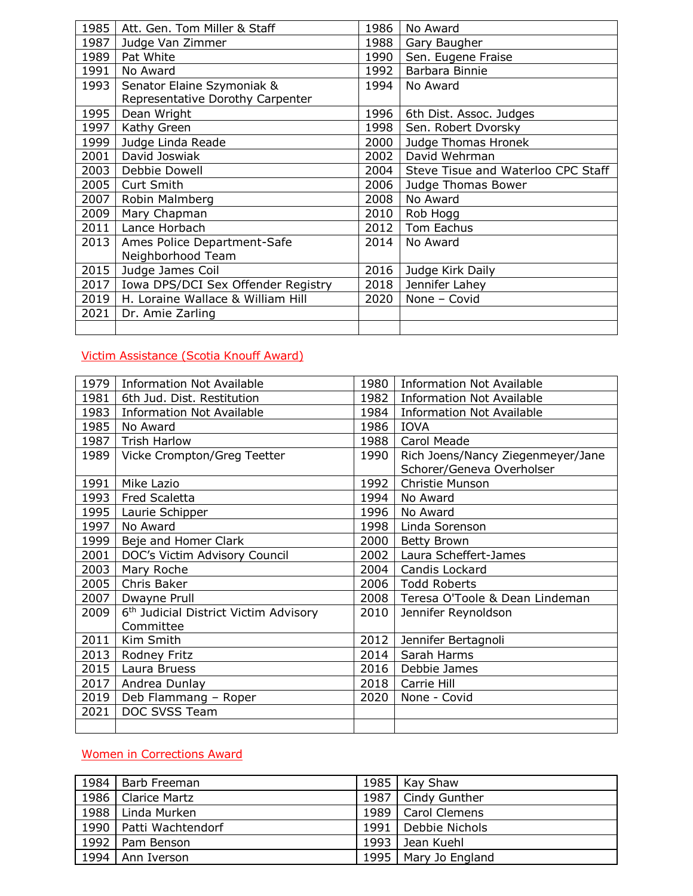| | | | |
|---|---|---|---|
| 1985 | Att. Gen. Tom Miller & Staff | 1986 | No Award |
| 1987 | Judge Van Zimmer | 1988 | Gary Baugher |
| 1989 | Pat White | 1990 | Sen. Eugene Fraise |
| 1991 | No Award | 1992 | Barbara Binnie |
| 1993 | Senator Elaine Szymoniak & Representative Dorothy Carpenter | 1994 | No Award |
| 1995 | Dean Wright | 1996 | 6th Dist. Assoc. Judges |
| 1997 | Kathy Green | 1998 | Sen. Robert Dvorsky |
| 1999 | Judge Linda Reade | 2000 | Judge Thomas Hronek |
| 2001 | David Joswiak | 2002 | David Wehrman |
| 2003 | Debbie Dowell | 2004 | Steve Tisue and Waterloo CPC Staff |
| 2005 | Curt Smith | 2006 | Judge Thomas Bower |
| 2007 | Robin Malmberg | 2008 | No Award |
| 2009 | Mary Chapman | 2010 | Rob Hogg |
| 2011 | Lance Horbach | 2012 | Tom Eachus |
| 2013 | Ames Police Department-Safe Neighborhood Team | 2014 | No Award |
| 2015 | Judge James Coil | 2016 | Judge Kirk Daily |
| 2017 | Iowa DPS/DCI Sex Offender Registry | 2018 | Jennifer Lahey |
| 2019 | H. Loraine Wallace & William Hill | 2020 | None – Covid |
| 2021 | Dr. Amie Zarling | | |
| | | | |

## Victim Assistance (Scotia Knouff Award)

| | | | |
|---|---|---|---|
| 1979 | Information Not Available | 1980 | Information Not Available |
| 1981 | 6th Jud. Dist. Restitution | 1982 | Information Not Available |
| 1983 | Information Not Available | 1984 | Information Not Available |
| 1985 | No Award | 1986 | IOVA |
| 1987 | Trish Harlow | 1988 | Carol Meade |
| 1989 | Vicke Crompton/Greg Teetter | 1990 | Rich Joens/Nancy Ziegenmeyer/Jane Schorer/Geneva Overholser |
| 1991 | Mike Lazio | 1992 | Christie Munson |
| 1993 | Fred Scaletta | 1994 | No Award |
| 1995 | Laurie Schipper | 1996 | No Award |
| 1997 | No Award | 1998 | Linda Sorenson |
| 1999 | Beje and Homer Clark | 2000 | Betty Brown |
| 2001 | DOC's Victim Advisory Council | 2002 | Laura Scheffert-James |
| 2003 | Mary Roche | 2004 | Candis Lockard |
| 2005 | Chris Baker | 2006 | Todd Roberts |
| 2007 | Dwayne Prull | 2008 | Teresa O'Toole & Dean Lindeman |
| 2009 | 6th Judicial District Victim Advisory Committee | 2010 | Jennifer Reynoldson |
| 2011 | Kim Smith | 2012 | Jennifer Bertagnoli |
| 2013 | Rodney Fritz | 2014 | Sarah Harms |
| 2015 | Laura Bruess | 2016 | Debbie James |
| 2017 | Andrea Dunlay | 2018 | Carrie Hill |
| 2019 | Deb Flammang – Roper | 2020 | None - Covid |
| 2021 | DOC SVSS Team | | |
| | | | |

## Women in Corrections Award

| | | | |
|---|---|---|---|
| 1984 | Barb Freeman | 1985 | Kay Shaw |
| 1986 | Clarice Martz | 1987 | Cindy Gunther |
| 1988 | Linda Murken | 1989 | Carol Clemens |
| 1990 | Patti Wachtendorf | 1991 | Debbie Nichols |
| 1992 | Pam Benson | 1993 | Jean Kuehl |
| 1994 | Ann Iverson | 1995 | Mary Jo England |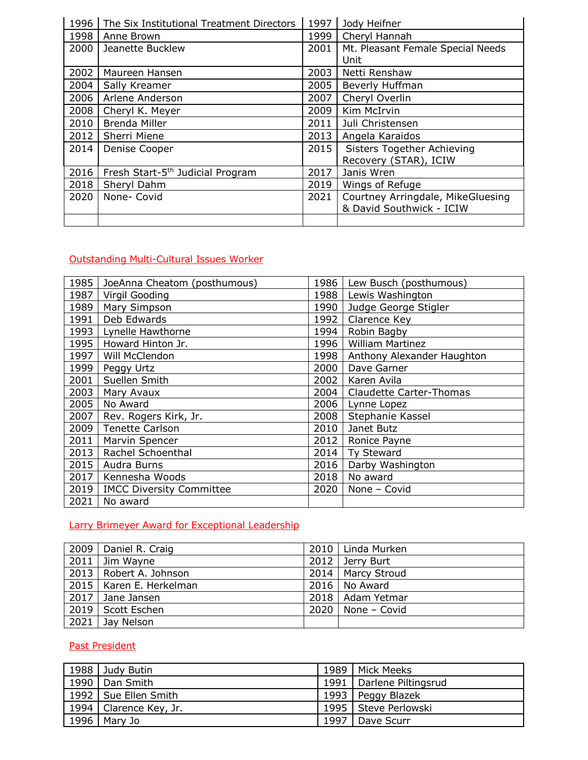| | | | |
|---|---|---|---|
| 1996 | The Six Institutional Treatment Directors | 1997 | Jody Heifner |
| 1998 | Anne Brown | 1999 | Cheryl Hannah |
| 2000 | Jeanette Bucklew | 2001 | Mt. Pleasant Female Special Needs Unit |
| 2002 | Maureen Hansen | 2003 | Netti Renshaw |
| 2004 | Sally Kreamer | 2005 | Beverly Huffman |
| 2006 | Arlene Anderson | 2007 | Cheryl Overlin |
| 2008 | Cheryl K. Meyer | 2009 | Kim McIrvin |
| 2010 | Brenda Miller | 2011 | Juli Christensen |
| 2012 | Sherri Miene | 2013 | Angela Karaidos |
| 2014 | Denise Cooper | 2015 | Sisters Together Achieving Recovery (STAR), ICIW |
| 2016 | Fresh Start-5th Judicial Program | 2017 | Janis Wren |
| 2018 | Sheryl Dahm | 2019 | Wings of Refuge |
| 2020 | None- Covid | 2021 | Courtney Arringdale, MikeGluesing & David Southwick - ICIW |
| | | | |

## Outstanding Multi-Cultural Issues Worker

| | | | |
|---|---|---|---|
| 1985 | JoeAnna Cheatom (posthumous) | 1986 | Lew Busch (posthumous) |
| 1987 | Virgil Gooding | 1988 | Lewis Washington |
| 1989 | Mary Simpson | 1990 | Judge George Stigler |
| 1991 | Deb Edwards | 1992 | Clarence Key |
| 1993 | Lynelle Hawthorne | 1994 | Robin Bagby |
| 1995 | Howard Hinton Jr. | 1996 | William Martinez |
| 1997 | Will McClendon | 1998 | Anthony Alexander Haughton |
| 1999 | Peggy Urtz | 2000 | Dave Garner |
| 2001 | Suellen Smith | 2002 | Karen Avila |
| 2003 | Mary Avaux | 2004 | Claudette Carter-Thomas |
| 2005 | No Award | 2006 | Lynne Lopez |
| 2007 | Rev. Rogers Kirk, Jr. | 2008 | Stephanie Kassel |
| 2009 | Tenette Carlson | 2010 | Janet Butz |
| 2011 | Marvin Spencer | 2012 | Ronice Payne |
| 2013 | Rachel Schoenthal | 2014 | Ty Steward |
| 2015 | Audra Burns | 2016 | Darby Washington |
| 2017 | Kennesha Woods | 2018 | No award |
| 2019 | IMCC Diversity Committee | 2020 | None – Covid |
| 2021 | No award | | |

## Larry Brimeyer Award for Exceptional Leadership

| | | | |
|---|---|---|---|
| 2009 | Daniel R. Craig | 2010 | Linda Murken |
| 2011 | Jim Wayne | 2012 | Jerry Burt |
| 2013 | Robert A. Johnson | 2014 | Marcy Stroud |
| 2015 | Karen E. Herkelman | 2016 | No Award |
| 2017 | Jane Jansen | 2018 | Adam Yetmar |
| 2019 | Scott Eschen | 2020 | None – Covid |
| 2021 | Jay Nelson | | |

## Past President

| | | | |
|---|---|---|---|
| 1988 | Judy Butin | 1989 | Mick Meeks |
| 1990 | Dan Smith | 1991 | Darlene Piltingsrud |
| 1992 | Sue Ellen Smith | 1993 | Peggy Blazek |
| 1994 | Clarence Key, Jr. | 1995 | Steve Perlowski |
| 1996 | Mary Jo | 1997 | Dave Scurr |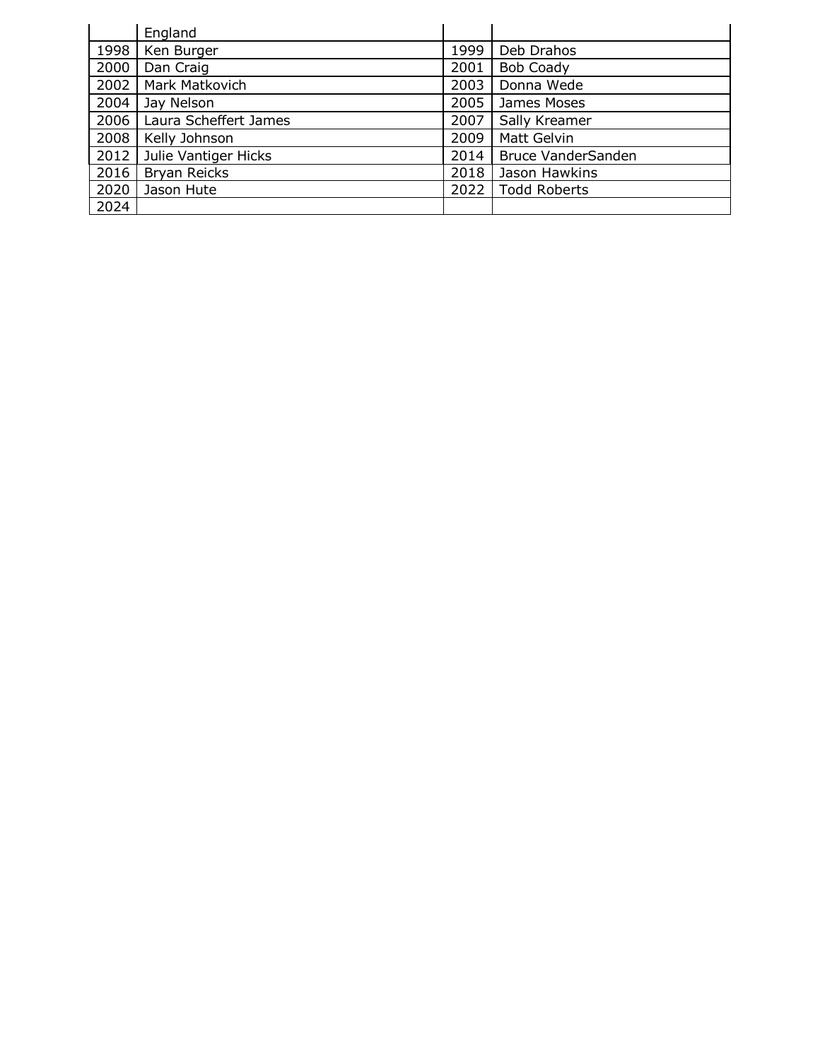| | | | |
|---|---|---|---|
| | England | | |
| 1998 | Ken Burger | 1999 | Deb Drahos |
| 2000 | Dan Craig | 2001 | Bob Coady |
| 2002 | Mark Matkovich | 2003 | Donna Wede |
| 2004 | Jay Nelson | 2005 | James Moses |
| 2006 | Laura Scheffert James | 2007 | Sally Kreamer |
| 2008 | Kelly Johnson | 2009 | Matt Gelvin |
| 2012 | Julie Vantiger Hicks | 2014 | Bruce VanderSanden |
| 2016 | Bryan Reicks | 2018 | Jason Hawkins |
| 2020 | Jason Hute | 2022 | Todd Roberts |
| 2024 | | | |